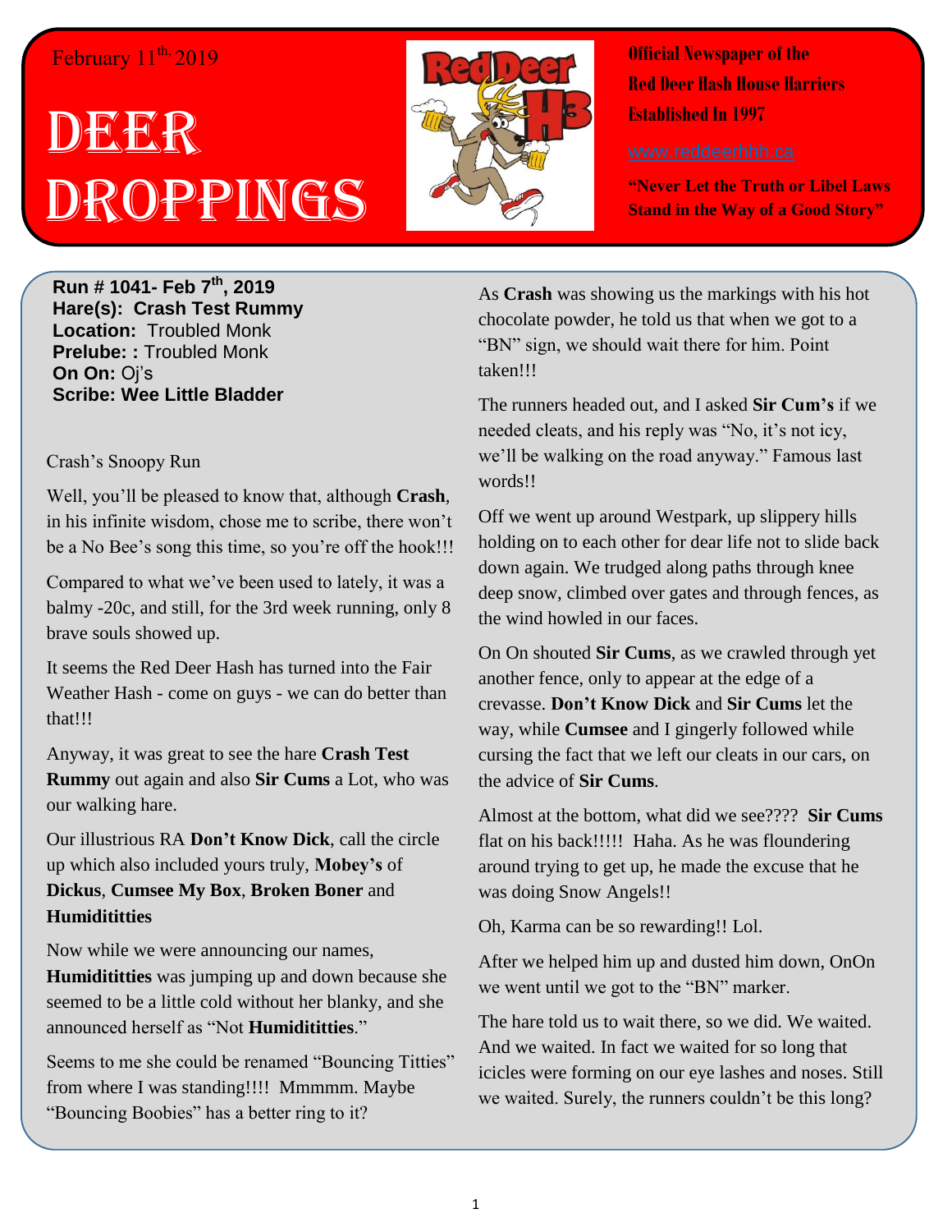February 11[th,] 2019

# DEER DROPPINGS

**Official Newspaper of the Red Deer Hash House Harriers Established In 1997**

www.reddeerhhh.ca

**"Never Let the Truth or Libel Laws Stand in the Way of a Good Story"**

**Run # 1041- Feb 7[th], 2019**
**Hare(s): Crash Test Rummy**
**Location:** Troubled Monk
**Prelude: :** Troubled Monk
**On On:** Oj's
**Scribe: Wee Little Bladder**

Crash's Snoopy Run

Well, you'll be pleased to know that, although **Crash**, in his infinite wisdom, chose me to scribe, there won't be a No Bee's song this time, so you're off the hook!!!

Compared to what we've been used to lately, it was a balmy -20c, and still, for the 3rd week running, only 8 brave souls showed up.

It seems the Red Deer Hash has turned into the Fair Weather Hash - come on guys - we can do better than that!!!

Anyway, it was great to see the hare **Crash Test Rummy** out again and also **Sir Cums** a Lot, who was our walking hare.

Our illustrious RA **Don't Know Dick**, call the circle up which also included yours truly, **Mobey's** of **Dickus**, **Cumsee My Box**, **Broken Boner** and **Humidititties**

Now while we were announcing our names, **Humidititties** was jumping up and down because she seemed to be a little cold without her blanky, and she announced herself as "Not **Humidititties**."

Seems to me she could be renamed "Bouncing Titties" from where I was standing!!!! Mmmmm. Maybe "Bouncing Boobies" has a better ring to it?

As **Crash** was showing us the markings with his hot chocolate powder, he told us that when we got to a "BN" sign, we should wait there for him. Point taken!!!

The runners headed out, and I asked **Sir Cum's** if we needed cleats, and his reply was "No, it's not icy, we'll be walking on the road anyway." Famous last words!!

Off we went up around Westpark, up slippery hills holding on to each other for dear life not to slide back down again. We trudged along paths through knee deep snow, climbed over gates and through fences, as the wind howled in our faces.

On On shouted **Sir Cums**, as we crawled through yet another fence, only to appear at the edge of a crevasse. **Don't Know Dick** and **Sir Cums** let the way, while **Cumsee** and I gingerly followed while cursing the fact that we left our cleats in our cars, on the advice of **Sir Cums**.

Almost at the bottom, what did we see???? **Sir Cums** flat on his back!!!!! Haha. As he was floundering around trying to get up, he made the excuse that he was doing Snow Angels!!

Oh, Karma can be so rewarding!! Lol.

After we helped him up and dusted him down, OnOn we went until we got to the "BN" marker.

The hare told us to wait there, so we did. We waited. And we waited. In fact we waited for so long that icicles were forming on our eye lashes and noses. Still we waited. Surely, the runners couldn't be this long?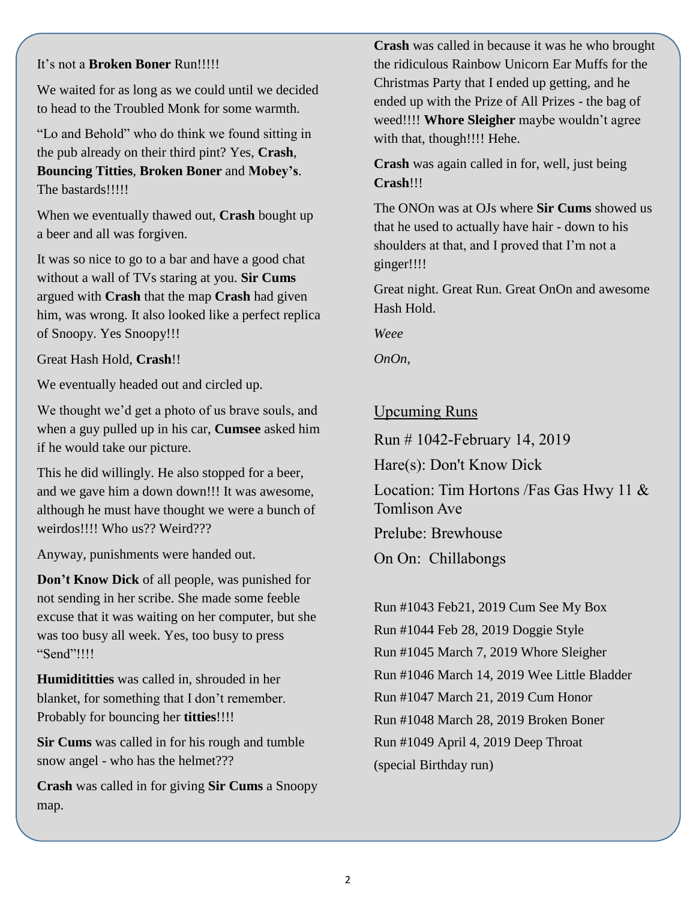It's not a **Broken Boner** Run!!!!!

We waited for as long as we could until we decided to head to the Troubled Monk for some warmth.

"Lo and Behold" who do think we found sitting in the pub already on their third pint? Yes, **Crash**, **Bouncing Titties**, **Broken Boner** and **Mobey's**. The bastards!!!!!

When we eventually thawed out, **Crash** bought up a beer and all was forgiven.

It was so nice to go to a bar and have a good chat without a wall of TVs staring at you. **Sir Cums** argued with **Crash** that the map **Crash** had given him, was wrong. It also looked like a perfect replica of Snoopy. Yes Snoopy!!!

Great Hash Hold, **Crash**!!

We eventually headed out and circled up.

We thought we'd get a photo of us brave souls, and when a guy pulled up in his car, **Cumsee** asked him if he would take our picture.

This he did willingly. He also stopped for a beer, and we gave him a down down!!! It was awesome, although he must have thought we were a bunch of weirdos!!!! Who us?? Weird???

Anyway, punishments were handed out.

**Don't Know Dick** of all people, was punished for not sending in her scribe. She made some feeble excuse that it was waiting on her computer, but she was too busy all week. Yes, too busy to press "Send"!!!!

**Humidititties** was called in, shrouded in her blanket, for something that I don't remember. Probably for bouncing her **titties**!!!!

**Sir Cums** was called in for his rough and tumble snow angel - who has the helmet???

**Crash** was called in for giving **Sir Cums** a Snoopy map.

**Crash** was called in because it was he who brought the ridiculous Rainbow Unicorn Ear Muffs for the Christmas Party that I ended up getting, and he ended up with the Prize of All Prizes - the bag of weed!!!! **Whore Sleigher** maybe wouldn't agree with that, though!!!! Hehe.

**Crash** was again called in for, well, just being **Crash**!!!

The ONOn was at OJs where **Sir Cums** showed us that he used to actually have hair - down to his shoulders at that, and I proved that I'm not a ginger!!!!

Great night. Great Run. Great OnOn and awesome Hash Hold.

*Weee*

*OnOn,*

## Upcuming Runs

Run # 1042-February 14, 2019

Hare(s): Don't Know Dick

Location: Tim Hortons /Fas Gas Hwy 11 & Tomlison Ave

Prelube: Brewhouse

On On: Chillabongs

Run #1043 Feb21, 2019 Cum See My Box

Run #1044 Feb 28, 2019 Doggie Style

Run #1045 March 7, 2019 Whore Sleigher

Run #1046 March 14, 2019 Wee Little Bladder

Run #1047 March 21, 2019 Cum Honor

Run #1048 March 28, 2019 Broken Boner

Run #1049 April 4, 2019 Deep Throat (special Birthday run)